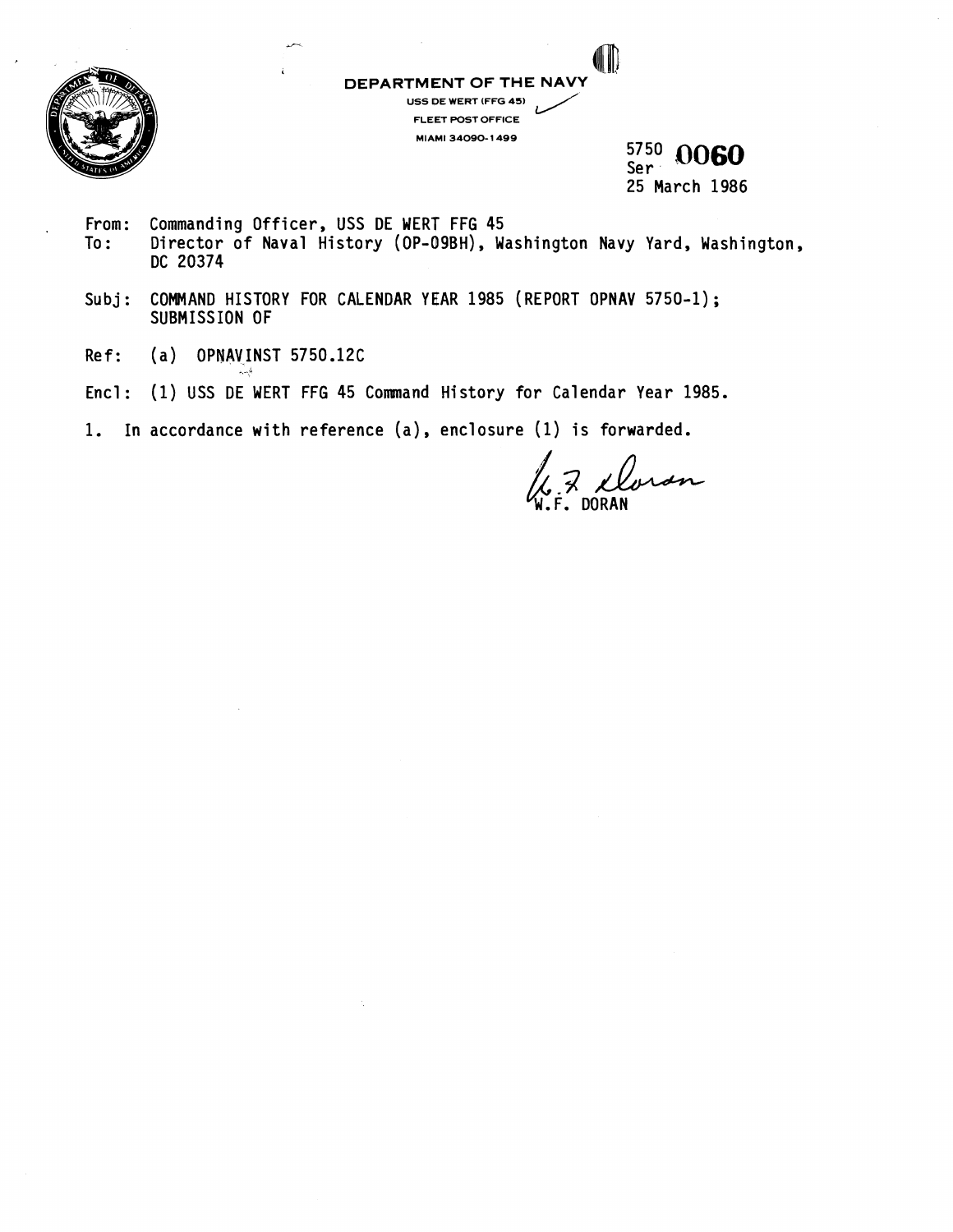DEPARTMENT OF THE NAVY
USS DE WERT (FFG 45)
FLEET POST OFFICE
MIAMI 34090-1499

5750
Ser 0060
25 March 1986

From: Commanding Officer, USS DE WERT FFG 45
To: Director of Naval History (OP-09BH), Washington Navy Yard, Washington, DC 20374

Subj: COMMAND HISTORY FOR CALENDAR YEAR 1985 (REPORT OPNAV 5750-1); SUBMISSION OF

Ref: (a) OPNAVINST 5750.12C

Encl: (1) USS DE WERT FFG 45 Command History for Calendar Year 1985.

1. In accordance with reference (a), enclosure (1) is forwarded.

W.F. DORAN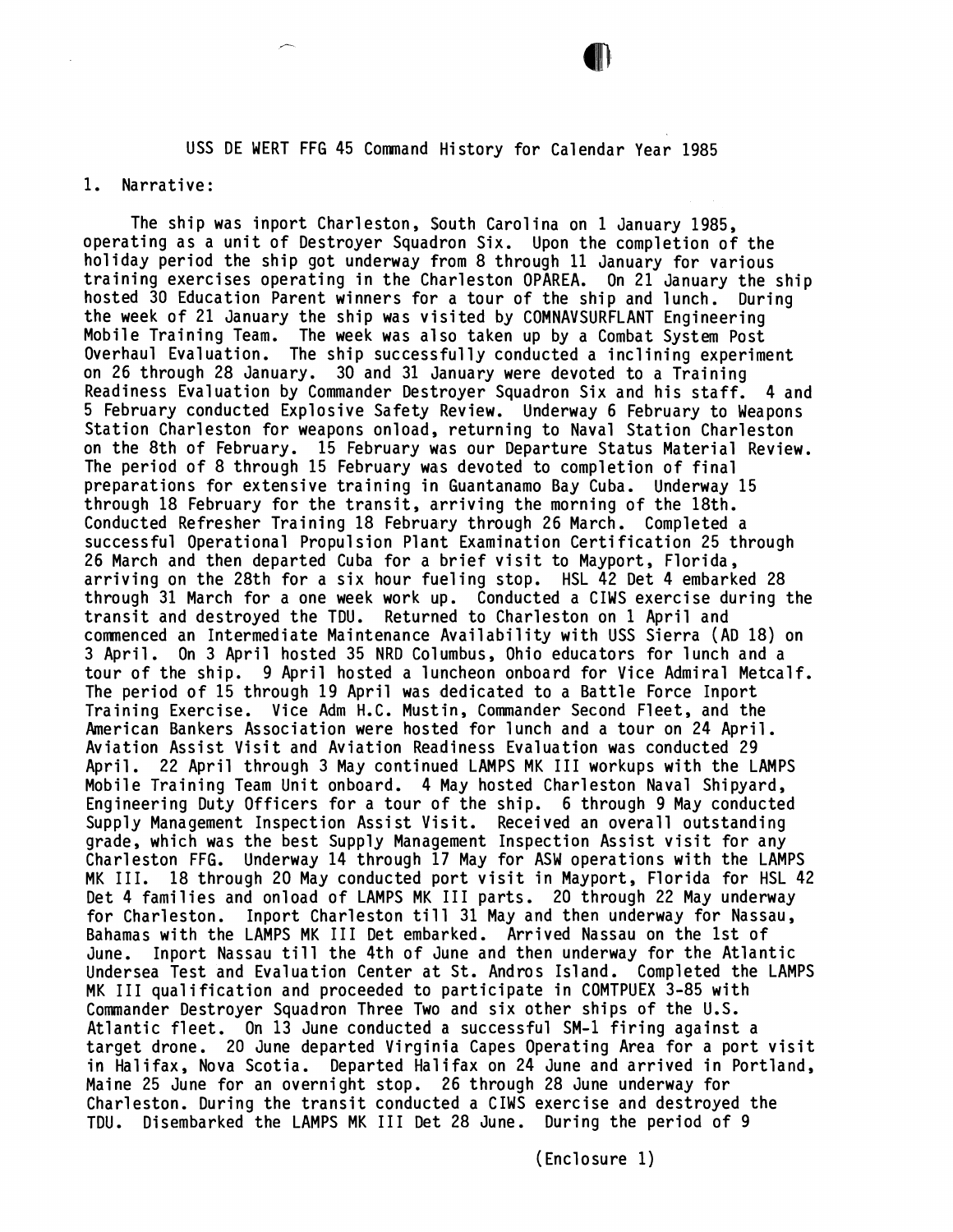USS DE WERT FFG 45 Command History for Calendar Year 1985

1. Narrative:

The ship was inport Charleston, South Carolina on 1 January 1985, operating as a unit of Destroyer Squadron Six. Upon the completion of the holiday period the ship got underway from 8 through 11 January for various training exercises operating in the Charleston OPAREA. On 21 January the ship hosted 30 Education Parent winners for a tour of the ship and lunch. During the week of 21 January the ship was visited by COMNAVSURFLANT Engineering Mobile Training Team. The week was also taken up by a Combat System Post Overhaul Evaluation. The ship successfully conducted a inclining experiment on 26 through 28 January. 30 and 31 January were devoted to a Training Readiness Evaluation by Commander Destroyer Squadron Six and his staff. 4 and 5 February conducted Explosive Safety Review. Underway 6 February to Weapons Station Charleston for weapons onload, returning to Naval Station Charleston on the 8th of February. 15 February was our Departure Status Material Review. The period of 8 through 15 February was devoted to completion of final preparations for extensive training in Guantanamo Bay Cuba. Underway 15 through 18 February for the transit, arriving the morning of the 18th. Conducted Refresher Training 18 February through 26 March. Completed a successful Operational Propulsion Plant Examination Certification 25 through 26 March and then departed Cuba for a brief visit to Mayport, Florida, arriving on the 28th for a six hour fueling stop. HSL 42 Det 4 embarked 28 through 31 March for a one week work up. Conducted a CIWS exercise during the transit and destroyed the TDU. Returned to Charleston on 1 April and commenced an Intermediate Maintenance Availability with USS Sierra (AD 18) on 3 April. On 3 April hosted 35 NRD Columbus, Ohio educators for lunch and a tour of the ship. 9 April hosted a luncheon onboard for Vice Admiral Metcalf. The period of 15 through 19 April was dedicated to a Battle Force Inport Training Exercise. Vice Adm H.C. Mustin, Commander Second Fleet, and the American Bankers Association were hosted for lunch and a tour on 24 April. Aviation Assist Visit and Aviation Readiness Evaluation was conducted 29 April. 22 April through 3 May continued LAMPS MK III workups with the LAMPS Mobile Training Team Unit onboard. 4 May hosted Charleston Naval Shipyard, Engineering Duty Officers for a tour of the ship. 6 through 9 May conducted Supply Management Inspection Assist Visit. Received an overall outstanding grade, which was the best Supply Management Inspection Assist visit for any Charleston FFG. Underway 14 through 17 May for ASW operations with the LAMPS MK III. 18 through 20 May conducted port visit in Mayport, Florida for HSL 42 Det 4 families and onload of LAMPS MK III parts. 20 through 22 May underway for Charleston. Inport Charleston till 31 May and then underway for Nassau, Bahamas with the LAMPS MK III Det embarked. Arrived Nassau on the 1st of June. Inport Nassau till the 4th of June and then underway for the Atlantic Undersea Test and Evaluation Center at St. Andros Island. Completed the LAMPS MK III qualification and proceeded to participate in COMTPUEX 3-85 with Commander Destroyer Squadron Three Two and six other ships of the U.S. Atlantic fleet. On 13 June conducted a successful SM-1 firing against a target drone. 20 June departed Virginia Capes Operating Area for a port visit in Halifax, Nova Scotia. Departed Halifax on 24 June and arrived in Portland, Maine 25 June for an overnight stop. 26 through 28 June underway for Charleston. During the transit conducted a CIWS exercise and destroyed the TDU. Disembarked the LAMPS MK III Det 28 June. During the period of 9

(Enclosure 1)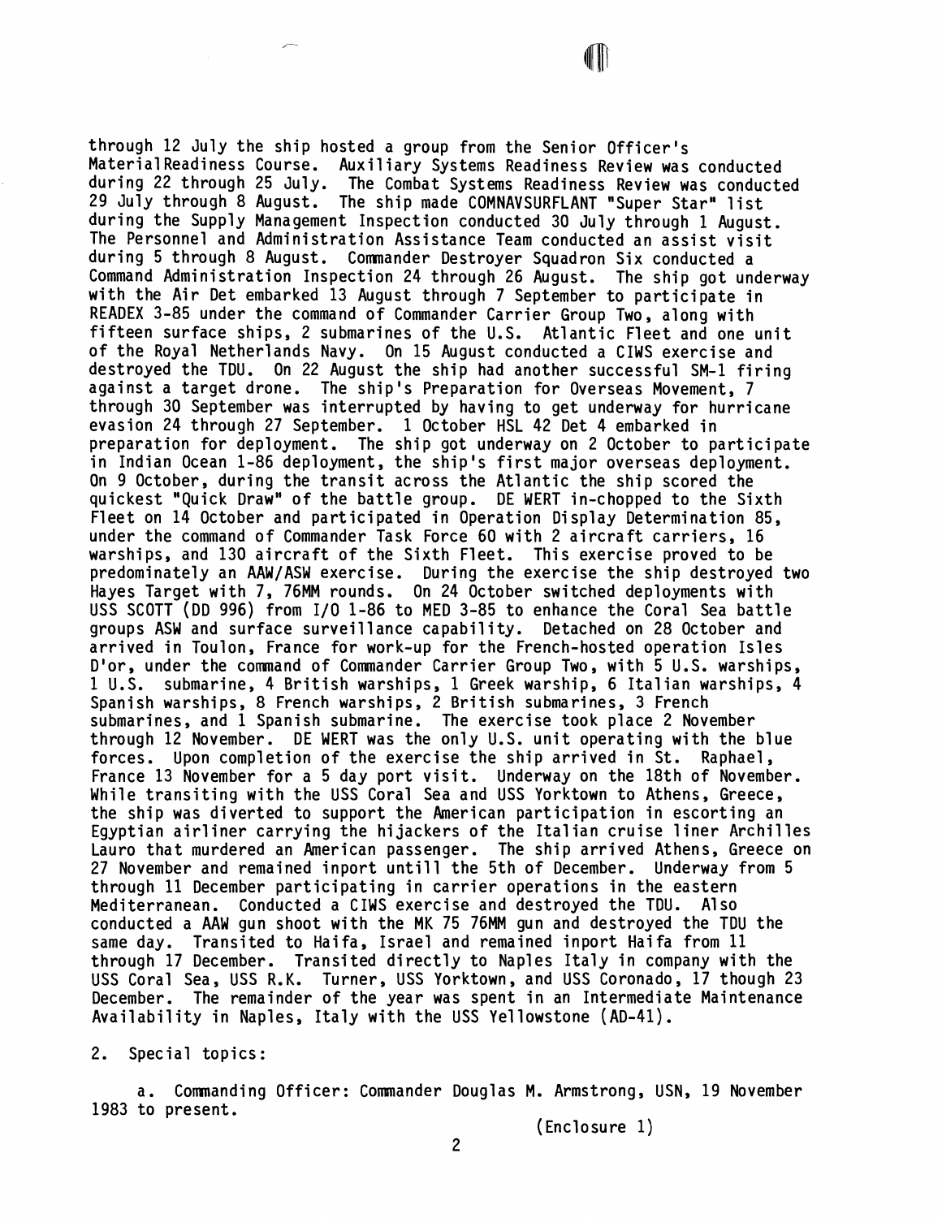through 12 July the ship hosted a group from the Senior Officer's MaterialReadiness Course. Auxiliary Systems Readiness Review was conducted during 22 through 25 July. The Combat Systems Readiness Review was conducted 29 July through 8 August. The ship made COMNAVSURFLANT "Super Star" list during the Supply Management Inspection conducted 30 July through 1 August. The Personnel and Administration Assistance Team conducted an assist visit during 5 through 8 August. Commander Destroyer Squadron Six conducted a Command Administration Inspection 24 through 26 August. The ship got underway with the Air Det embarked 13 August through 7 September to participate in READEX 3-85 under the command of Commander Carrier Group Two, along with fifteen surface ships, 2 submarines of the U.S. Atlantic Fleet and one unit of the Royal Netherlands Navy. On 15 August conducted a CIWS exercise and destroyed the TDU. On 22 August the ship had another successful SM-1 firing against a target drone. The ship's Preparation for Overseas Movement, 7 through 30 September was interrupted by having to get underway for hurricane evasion 24 through 27 September. 1 October HSL 42 Det 4 embarked in preparation for deployment. The ship got underway on 2 October to participate in Indian Ocean 1-86 deployment, the ship's first major overseas deployment. On 9 October, during the transit across the Atlantic the ship scored the quickest "Quick Draw" of the battle group. DE WERT in-chopped to the Sixth Fleet on 14 October and participated in Operation Display Determination 85, under the command of Commander Task Force 60 with 2 aircraft carriers, 16 warships, and 130 aircraft of the Sixth Fleet. This exercise proved to be predominately an AAW/ASW exercise. During the exercise the ship destroyed two Hayes Target with 7, 76MM rounds. On 24 October switched deployments with USS SCOTT (DD 996) from I/O 1-86 to MED 3-85 to enhance the Coral Sea battle groups ASW and surface surveillance capability. Detached on 28 October and arrived in Toulon, France for work-up for the French-hosted operation Isles D'or, under the command of Commander Carrier Group Two, with 5 U.S. warships, 1 U.S. submarine, 4 British warships, 1 Greek warship, 6 Italian warships, 4 Spanish warships, 8 French warships, 2 British submarines, 3 French submarines, and 1 Spanish submarine. The exercise took place 2 November through 12 November. DE WERT was the only U.S. unit operating with the blue forces. Upon completion of the exercise the ship arrived in St. Raphael, France 13 November for a 5 day port visit. Underway on the 18th of November. While transiting with the USS Coral Sea and USS Yorktown to Athens, Greece, the ship was diverted to support the American participation in escorting an Egyptian airliner carrying the hijackers of the Italian cruise liner Archilles Lauro that murdered an American passenger. The ship arrived Athens, Greece on 27 November and remained inport untill the 5th of December. Underway from 5 through 11 December participating in carrier operations in the eastern Mediterranean. Conducted a CIWS exercise and destroyed the TDU. Also conducted a AAW gun shoot with the MK 75 76MM gun and destroyed the TDU the same day. Transited to Haifa, Israel and remained inport Haifa from 11 through 17 December. Transited directly to Naples Italy in company with the USS Coral Sea, USS R.K. Turner, USS Yorktown, and USS Coronado, 17 though 23 December. The remainder of the year was spent in an Intermediate Maintenance Availability in Naples, Italy with the USS Yellowstone (AD-41).

2. Special topics:

a. Commanding Officer: Commander Douglas M. Armstrong, USN, 19 November 1983 to present.

(Enclosure 1)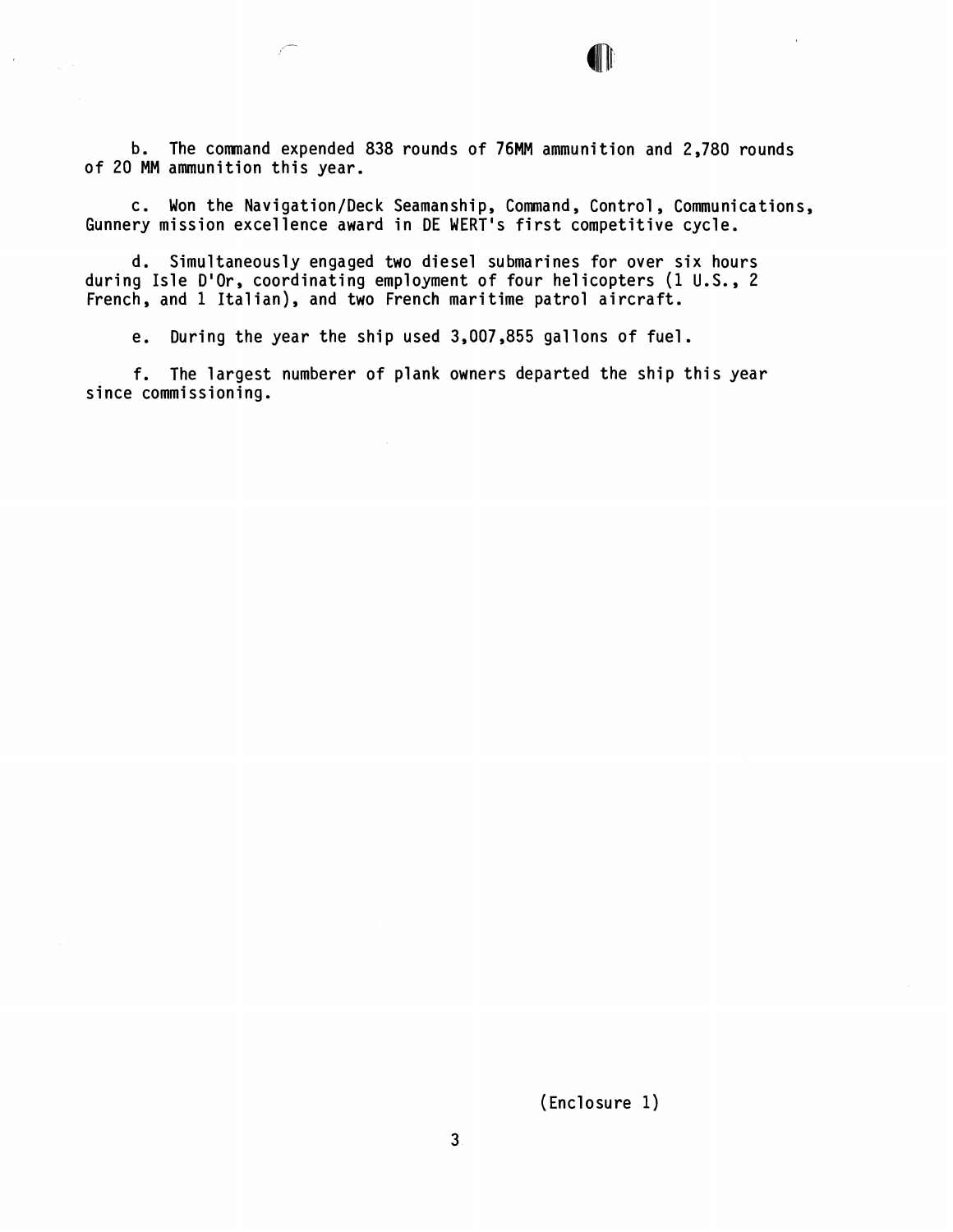b. The command expended 838 rounds of 76MM ammunition and 2,780 rounds of 20 MM ammunition this year.

c. Won the Navigation/Deck Seamanship, Command, Control, Communications, Gunnery mission excellence award in DE WERT's first competitive cycle.

d. Simultaneously engaged two diesel submarines for over six hours during Isle D'Or, coordinating employment of four helicopters (1 U.S., 2 French, and 1 Italian), and two French maritime patrol aircraft.

e. During the year the ship used 3,007,855 gallons of fuel.

f. The largest numberer of plank owners departed the ship this year since commissioning.

(Enclosure 1)